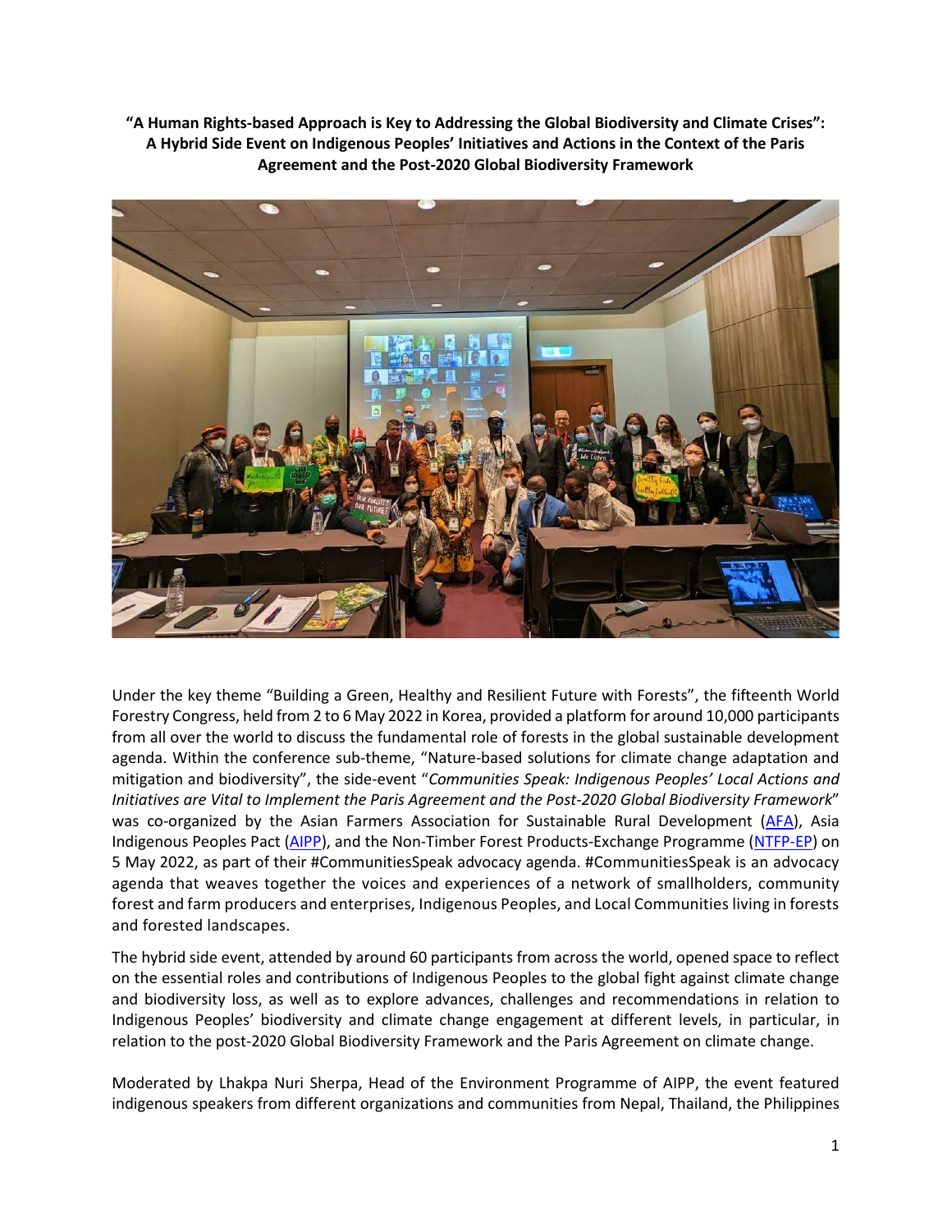**"A Human Rights-based Approach is Key to Addressing the Global Biodiversity and Climate Crises": A Hybrid Side Event on Indigenous Peoples' Initiatives and Actions in the Context of the Paris Agreement and the Post-2020 Global Biodiversity Framework**

Under the key theme "Building a Green, Healthy and Resilient Future with Forests", the fifteenth World Forestry Congress, held from 2 to 6 May 2022 in Korea, provided a platform for around 10,000 participants from all over the world to discuss the fundamental role of forests in the global sustainable development agenda. Within the conference sub-theme, "Nature-based solutions for climate change adaptation and mitigation and biodiversity", the side-event "*Communities Speak: Indigenous Peoples' Local Actions and Initiatives are Vital to Implement the Paris Agreement and the Post-2020 Global Biodiversity Framework*" was co-organized by the Asian Farmers Association for Sustainable Rural Development (AFA), Asia Indigenous Peoples Pact (AIPP), and the Non-Timber Forest Products-Exchange Programme (NTFP-EP) on 5 May 2022, as part of their #CommunitiesSpeak advocacy agenda. #CommunitiesSpeak is an advocacy agenda that weaves together the voices and experiences of a network of smallholders, community forest and farm producers and enterprises, Indigenous Peoples, and Local Communities living in forests and forested landscapes.

The hybrid side event, attended by around 60 participants from across the world, opened space to reflect on the essential roles and contributions of Indigenous Peoples to the global fight against climate change and biodiversity loss, as well as to explore advances, challenges and recommendations in relation to Indigenous Peoples' biodiversity and climate change engagement at different levels, in particular, in relation to the post-2020 Global Biodiversity Framework and the Paris Agreement on climate change.

Moderated by Lhakpa Nuri Sherpa, Head of the Environment Programme of AIPP, the event featured indigenous speakers from different organizations and communities from Nepal, Thailand, the Philippines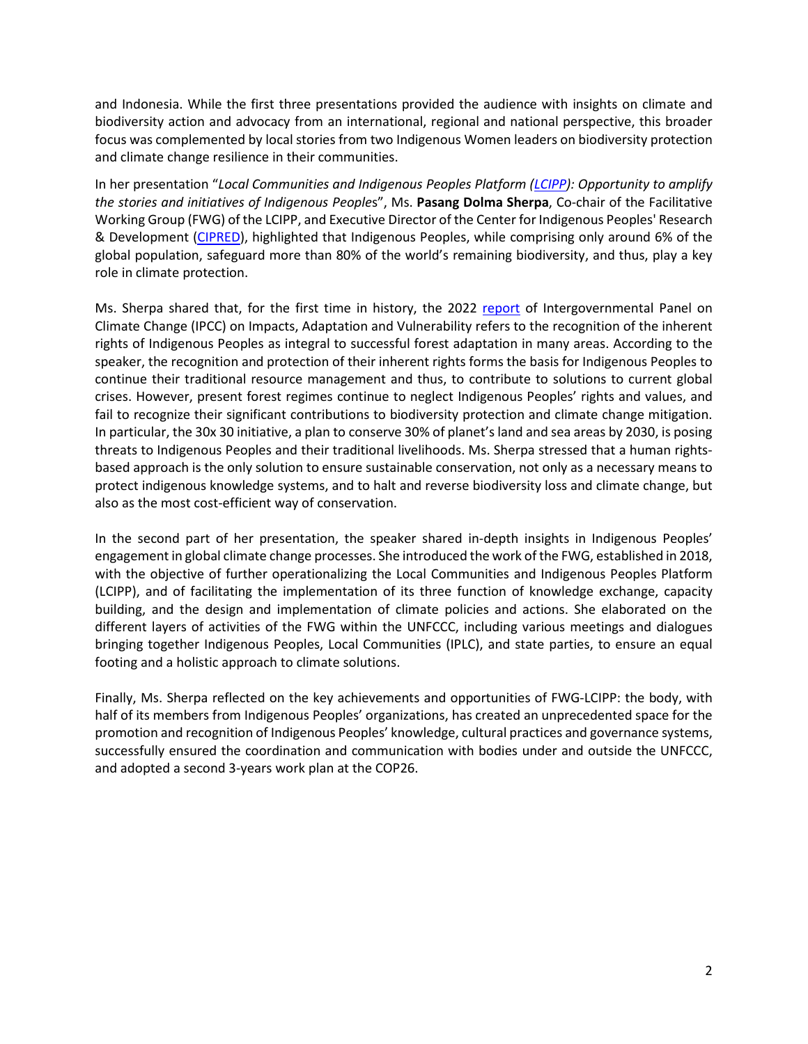and Indonesia. While the first three presentations provided the audience with insights on climate and biodiversity action and advocacy from an international, regional and national perspective, this broader focus was complemented by local stories from two Indigenous Women leaders on biodiversity protection and climate change resilience in their communities.

In her presentation "*Local Communities and Indigenous Peoples Platform (LCIPP): Opportunity to amplify the stories and initiatives of Indigenous Peoples*", Ms. **Pasang Dolma Sherpa**, Co-chair of the Facilitative Working Group (FWG) of the LCIPP, and Executive Director of the Center for Indigenous Peoples' Research & Development (CIPRED), highlighted that Indigenous Peoples, while comprising only around 6% of the global population, safeguard more than 80% of the world's remaining biodiversity, and thus, play a key role in climate protection.

Ms. Sherpa shared that, for the first time in history, the 2022 report of Intergovernmental Panel on Climate Change (IPCC) on Impacts, Adaptation and Vulnerability refers to the recognition of the inherent rights of Indigenous Peoples as integral to successful forest adaptation in many areas. According to the speaker, the recognition and protection of their inherent rights forms the basis for Indigenous Peoples to continue their traditional resource management and thus, to contribute to solutions to current global crises. However, present forest regimes continue to neglect Indigenous Peoples' rights and values, and fail to recognize their significant contributions to biodiversity protection and climate change mitigation. In particular, the 30x 30 initiative, a plan to conserve 30% of planet's land and sea areas by 2030, is posing threats to Indigenous Peoples and their traditional livelihoods. Ms. Sherpa stressed that a human rights-based approach is the only solution to ensure sustainable conservation, not only as a necessary means to protect indigenous knowledge systems, and to halt and reverse biodiversity loss and climate change, but also as the most cost-efficient way of conservation.

In the second part of her presentation, the speaker shared in-depth insights in Indigenous Peoples' engagement in global climate change processes. She introduced the work of the FWG, established in 2018, with the objective of further operationalizing the Local Communities and Indigenous Peoples Platform (LCIPP), and of facilitating the implementation of its three function of knowledge exchange, capacity building, and the design and implementation of climate policies and actions. She elaborated on the different layers of activities of the FWG within the UNFCCC, including various meetings and dialogues bringing together Indigenous Peoples, Local Communities (IPLC), and state parties, to ensure an equal footing and a holistic approach to climate solutions.

Finally, Ms. Sherpa reflected on the key achievements and opportunities of FWG-LCIPP: the body, with half of its members from Indigenous Peoples' organizations, has created an unprecedented space for the promotion and recognition of Indigenous Peoples' knowledge, cultural practices and governance systems, successfully ensured the coordination and communication with bodies under and outside the UNFCCC, and adopted a second 3-years work plan at the COP26.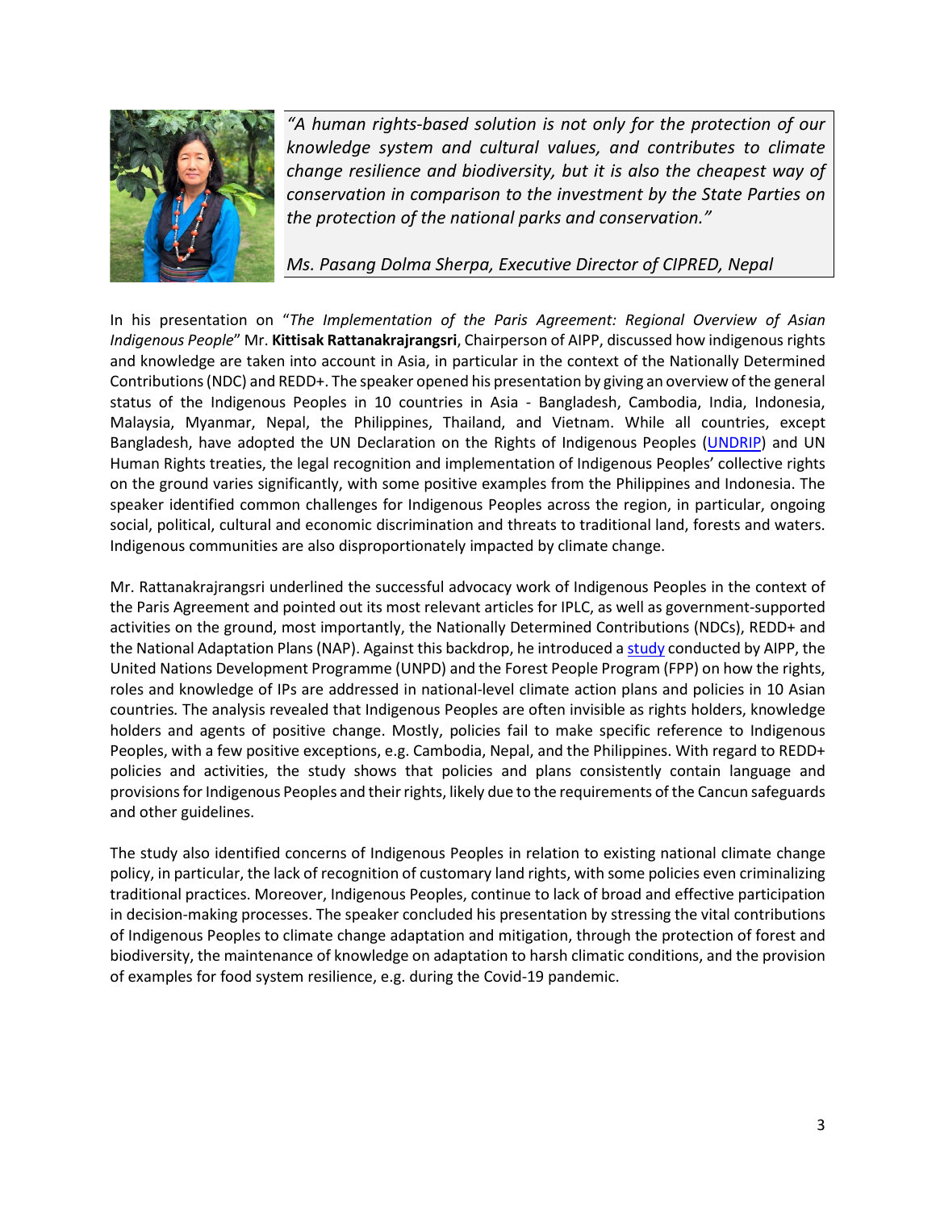> *"A human rights-based solution is not only for the protection of our knowledge system and cultural values, and contributes to climate change resilience and biodiversity, but it is also the cheapest way of conservation in comparison to the investment by the State Parties on the protection of the national parks and conservation."*
>
> *Ms. Pasang Dolma Sherpa, Executive Director of CIPRED, Nepal*

In his presentation on "*The Implementation of the Paris Agreement: Regional Overview of Asian Indigenous People*" Mr. **Kittisak Rattanakrajrangsri**, Chairperson of AIPP, discussed how indigenous rights and knowledge are taken into account in Asia, in particular in the context of the Nationally Determined Contributions (NDC) and REDD+. The speaker opened his presentation by giving an overview of the general status of the Indigenous Peoples in 10 countries in Asia - Bangladesh, Cambodia, India, Indonesia, Malaysia, Myanmar, Nepal, the Philippines, Thailand, and Vietnam. While all countries, except Bangladesh, have adopted the UN Declaration on the Rights of Indigenous Peoples (UNDRIP) and UN Human Rights treaties, the legal recognition and implementation of Indigenous Peoples' collective rights on the ground varies significantly, with some positive examples from the Philippines and Indonesia. The speaker identified common challenges for Indigenous Peoples across the region, in particular, ongoing social, political, cultural and economic discrimination and threats to traditional land, forests and waters. Indigenous communities are also disproportionately impacted by climate change.

Mr. Rattanakrajrangsri underlined the successful advocacy work of Indigenous Peoples in the context of the Paris Agreement and pointed out its most relevant articles for IPLC, as well as government-supported activities on the ground, most importantly, the Nationally Determined Contributions (NDCs), REDD+ and the National Adaptation Plans (NAP). Against this backdrop, he introduced a study conducted by AIPP, the United Nations Development Programme (UNPD) and the Forest People Program (FPP) on how the rights, roles and knowledge of IPs are addressed in national-level climate action plans and policies in 10 Asian countries. The analysis revealed that Indigenous Peoples are often invisible as rights holders, knowledge holders and agents of positive change. Mostly, policies fail to make specific reference to Indigenous Peoples, with a few positive exceptions, e.g. Cambodia, Nepal, and the Philippines. With regard to REDD+ policies and activities, the study shows that policies and plans consistently contain language and provisions for Indigenous Peoples and their rights, likely due to the requirements of the Cancun safeguards and other guidelines.

The study also identified concerns of Indigenous Peoples in relation to existing national climate change policy, in particular, the lack of recognition of customary land rights, with some policies even criminalizing traditional practices. Moreover, Indigenous Peoples, continue to lack of broad and effective participation in decision-making processes. The speaker concluded his presentation by stressing the vital contributions of Indigenous Peoples to climate change adaptation and mitigation, through the protection of forest and biodiversity, the maintenance of knowledge on adaptation to harsh climatic conditions, and the provision of examples for food system resilience, e.g. during the Covid-19 pandemic.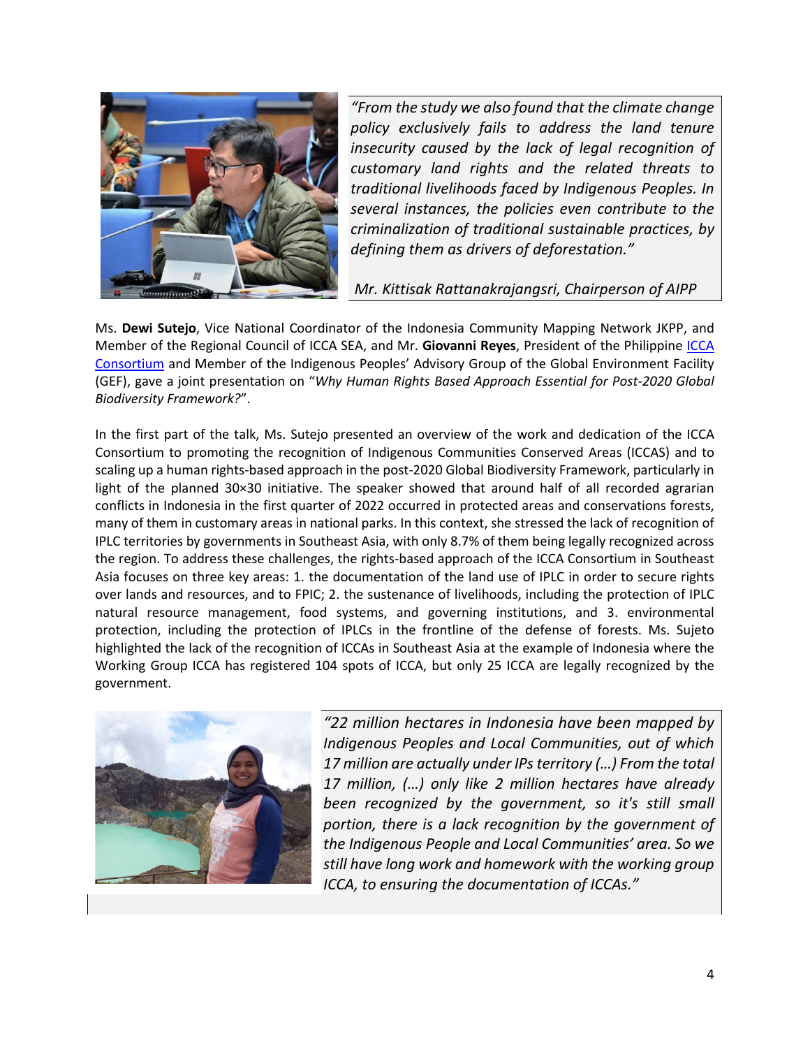*"From the study we also found that the climate change policy exclusively fails to address the land tenure insecurity caused by the lack of legal recognition of customary land rights and the related threats to traditional livelihoods faced by Indigenous Peoples. In several instances, the policies even contribute to the criminalization of traditional sustainable practices, by defining them as drivers of deforestation."*

*Mr. Kittisak Rattanakrajangsri, Chairperson of AIPP*

Ms. **Dewi Sutejo**, Vice National Coordinator of the Indonesia Community Mapping Network JKPP, and Member of the Regional Council of ICCA SEA, and Mr. **Giovanni Reyes**, President of the Philippine ICCA Consortium and Member of the Indigenous Peoples' Advisory Group of the Global Environment Facility (GEF), gave a joint presentation on "*Why Human Rights Based Approach Essential for Post-2020 Global Biodiversity Framework?*".

In the first part of the talk, Ms. Sutejo presented an overview of the work and dedication of the ICCA Consortium to promoting the recognition of Indigenous Communities Conserved Areas (ICCAS) and to scaling up a human rights-based approach in the post-2020 Global Biodiversity Framework, particularly in light of the planned 30×30 initiative. The speaker showed that around half of all recorded agrarian conflicts in Indonesia in the first quarter of 2022 occurred in protected areas and conservations forests, many of them in customary areas in national parks. In this context, she stressed the lack of recognition of IPLC territories by governments in Southeast Asia, with only 8.7% of them being legally recognized across the region. To address these challenges, the rights-based approach of the ICCA Consortium in Southeast Asia focuses on three key areas: 1. the documentation of the land use of IPLC in order to secure rights over lands and resources, and to FPIC; 2. the sustenance of livelihoods, including the protection of IPLC natural resource management, food systems, and governing institutions, and 3. environmental protection, including the protection of IPLCs in the frontline of the defense of forests. Ms. Sujeto highlighted the lack of the recognition of ICCAs in Southeast Asia at the example of Indonesia where the Working Group ICCA has registered 104 spots of ICCA, but only 25 ICCA are legally recognized by the government.

*"22 million hectares in Indonesia have been mapped by Indigenous Peoples and Local Communities, out of which 17 million are actually under IPs territory (…) From the total 17 million, (…) only like 2 million hectares have already been recognized by the government, so it's still small portion, there is a lack recognition by the government of the Indigenous People and Local Communities' area. So we still have long work and homework with the working group ICCA, to ensuring the documentation of ICCAs."*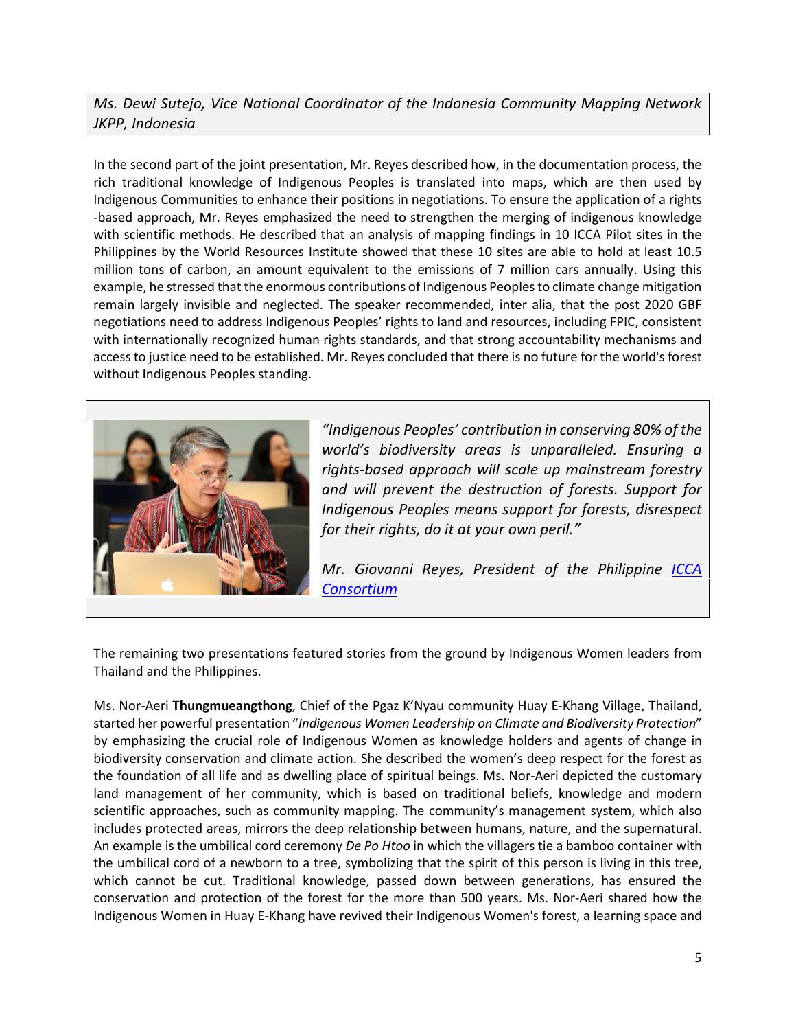*Ms. Dewi Sutejo, Vice National Coordinator of the Indonesia Community Mapping Network JKPP, Indonesia*

In the second part of the joint presentation, Mr. Reyes described how, in the documentation process, the rich traditional knowledge of Indigenous Peoples is translated into maps, which are then used by Indigenous Communities to enhance their positions in negotiations. To ensure the application of a rights -based approach, Mr. Reyes emphasized the need to strengthen the merging of indigenous knowledge with scientific methods. He described that an analysis of mapping findings in 10 ICCA Pilot sites in the Philippines by the World Resources Institute showed that these 10 sites are able to hold at least 10.5 million tons of carbon, an amount equivalent to the emissions of 7 million cars annually. Using this example, he stressed that the enormous contributions of Indigenous Peoples to climate change mitigation remain largely invisible and neglected. The speaker recommended, inter alia, that the post 2020 GBF negotiations need to address Indigenous Peoples' rights to land and resources, including FPIC, consistent with internationally recognized human rights standards, and that strong accountability mechanisms and access to justice need to be established. Mr. Reyes concluded that there is no future for the world's forest without Indigenous Peoples standing.

*"Indigenous Peoples' contribution in conserving 80% of the world's biodiversity areas is unparalleled. Ensuring a rights-based approach will scale up mainstream forestry and will prevent the destruction of forests. Support for Indigenous Peoples means support for forests, disrespect for their rights, do it at your own peril."*

*Mr. Giovanni Reyes, President of the Philippine [ICCA Consortium]()*

The remaining two presentations featured stories from the ground by Indigenous Women leaders from Thailand and the Philippines.

Ms. Nor-Aeri **Thungmueangthong**, Chief of the Pgaz K'Nyau community Huay E-Khang Village, Thailand, started her powerful presentation "*Indigenous Women Leadership on Climate and Biodiversity Protection*" by emphasizing the crucial role of Indigenous Women as knowledge holders and agents of change in biodiversity conservation and climate action. She described the women's deep respect for the forest as the foundation of all life and as dwelling place of spiritual beings. Ms. Nor-Aeri depicted the customary land management of her community, which is based on traditional beliefs, knowledge and modern scientific approaches, such as community mapping. The community's management system, which also includes protected areas, mirrors the deep relationship between humans, nature, and the supernatural. An example is the umbilical cord ceremony *De Po Htoo* in which the villagers tie a bamboo container with the umbilical cord of a newborn to a tree, symbolizing that the spirit of this person is living in this tree, which cannot be cut. Traditional knowledge, passed down between generations, has ensured the conservation and protection of the forest for the more than 500 years. Ms. Nor-Aeri shared how the Indigenous Women in Huay E-Khang have revived their Indigenous Women's forest, a learning space and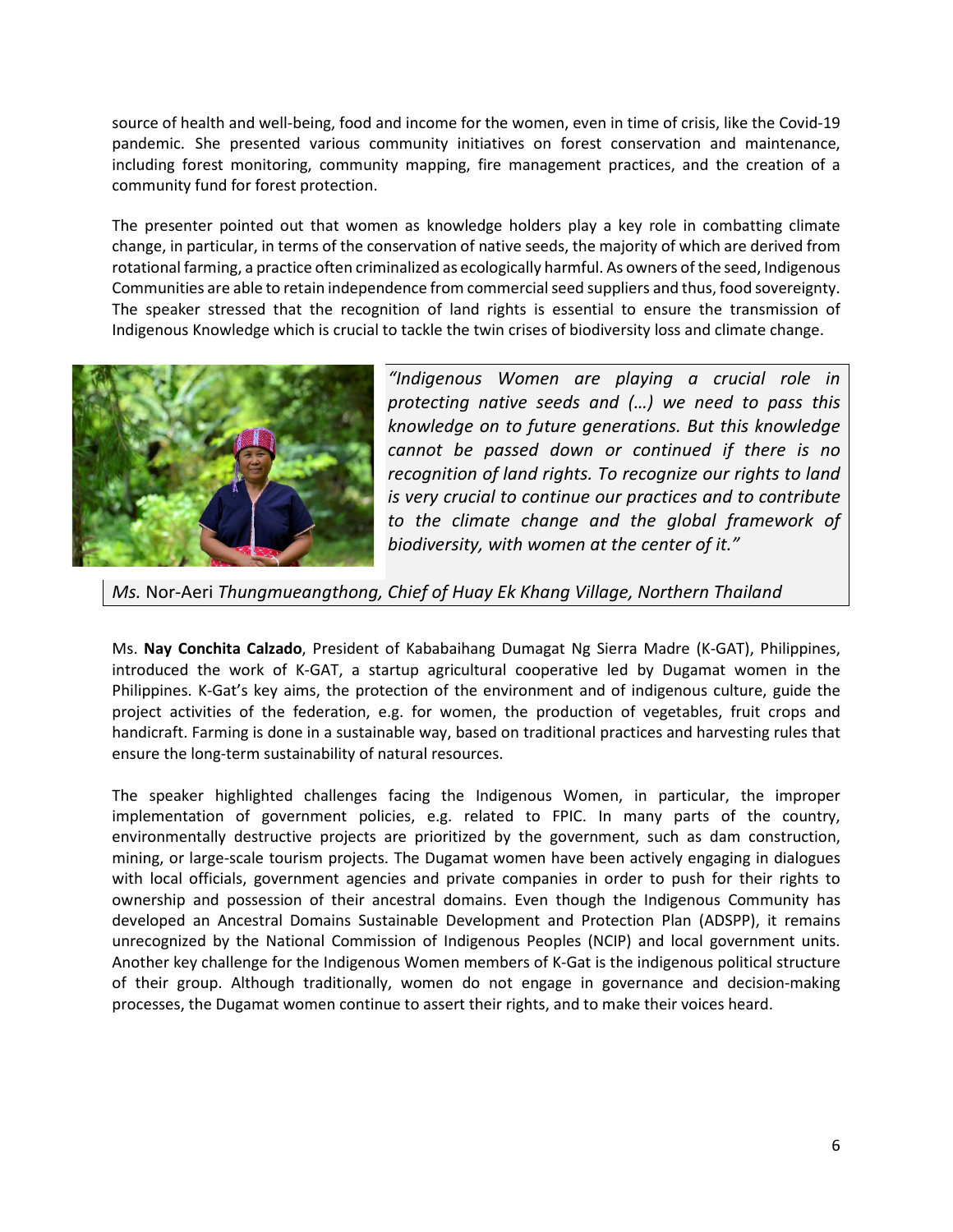source of health and well-being, food and income for the women, even in time of crisis, like the Covid-19 pandemic. She presented various community initiatives on forest conservation and maintenance, including forest monitoring, community mapping, fire management practices, and the creation of a community fund for forest protection.

The presenter pointed out that women as knowledge holders play a key role in combatting climate change, in particular, in terms of the conservation of native seeds, the majority of which are derived from rotational farming, a practice often criminalized as ecologically harmful. As owners of the seed, Indigenous Communities are able to retain independence from commercial seed suppliers and thus, food sovereignty. The speaker stressed that the recognition of land rights is essential to ensure the transmission of Indigenous Knowledge which is crucial to tackle the twin crises of biodiversity loss and climate change.

> *"Indigenous Women are playing a crucial role in protecting native seeds and (…) we need to pass this knowledge on to future generations. But this knowledge cannot be passed down or continued if there is no recognition of land rights. To recognize our rights to land is very crucial to continue our practices and to contribute to the climate change and the global framework of biodiversity, with women at the center of it."*
>
> *Ms.* Nor-Aeri *Thungmueangthong, Chief of Huay Ek Khang Village, Northern Thailand*

Ms. **Nay Conchita Calzado**, President of Kababaihang Dumagat Ng Sierra Madre (K-GAT), Philippines, introduced the work of K-GAT, a startup agricultural cooperative led by Dugamat women in the Philippines. K-Gat's key aims, the protection of the environment and of indigenous culture, guide the project activities of the federation, e.g. for women, the production of vegetables, fruit crops and handicraft. Farming is done in a sustainable way, based on traditional practices and harvesting rules that ensure the long-term sustainability of natural resources.

The speaker highlighted challenges facing the Indigenous Women, in particular, the improper implementation of government policies, e.g. related to FPIC. In many parts of the country, environmentally destructive projects are prioritized by the government, such as dam construction, mining, or large-scale tourism projects. The Dugamat women have been actively engaging in dialogues with local officials, government agencies and private companies in order to push for their rights to ownership and possession of their ancestral domains. Even though the Indigenous Community has developed an Ancestral Domains Sustainable Development and Protection Plan (ADSPP), it remains unrecognized by the National Commission of Indigenous Peoples (NCIP) and local government units. Another key challenge for the Indigenous Women members of K-Gat is the indigenous political structure of their group. Although traditionally, women do not engage in governance and decision-making processes, the Dugamat women continue to assert their rights, and to make their voices heard.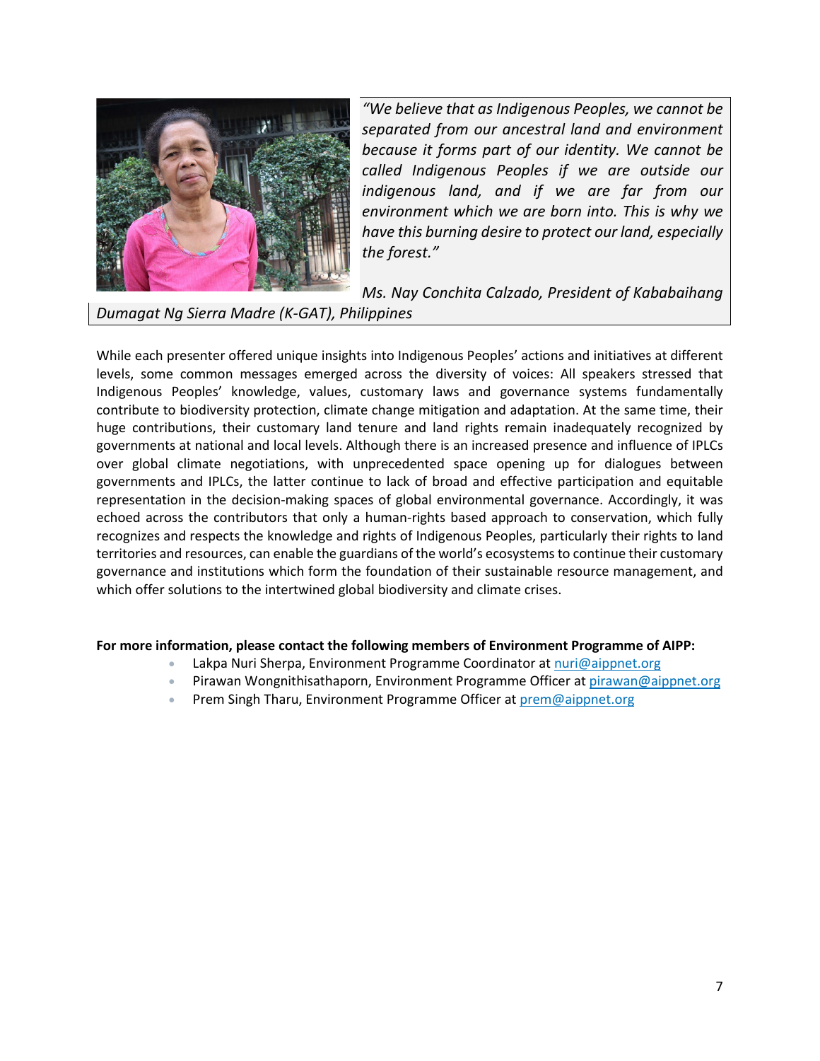*"We believe that as Indigenous Peoples, we cannot be separated from our ancestral land and environment because it forms part of our identity. We cannot be called Indigenous Peoples if we are outside our indigenous land, and if we are far from our environment which we are born into. This is why we have this burning desire to protect our land, especially the forest."*

*Ms. Nay Conchita Calzado, President of Kababaihang Dumagat Ng Sierra Madre (K-GAT), Philippines*

While each presenter offered unique insights into Indigenous Peoples' actions and initiatives at different levels, some common messages emerged across the diversity of voices: All speakers stressed that Indigenous Peoples' knowledge, values, customary laws and governance systems fundamentally contribute to biodiversity protection, climate change mitigation and adaptation. At the same time, their huge contributions, their customary land tenure and land rights remain inadequately recognized by governments at national and local levels. Although there is an increased presence and influence of IPLCs over global climate negotiations, with unprecedented space opening up for dialogues between governments and IPLCs, the latter continue to lack of broad and effective participation and equitable representation in the decision-making spaces of global environmental governance. Accordingly, it was echoed across the contributors that only a human-rights based approach to conservation, which fully recognizes and respects the knowledge and rights of Indigenous Peoples, particularly their rights to land territories and resources, can enable the guardians of the world's ecosystems to continue their customary governance and institutions which form the foundation of their sustainable resource management, and which offer solutions to the intertwined global biodiversity and climate crises.

**For more information, please contact the following members of Environment Programme of AIPP:**

- Lakpa Nuri Sherpa, Environment Programme Coordinator at nuri@aippnet.org
- Pirawan Wongnithisathaporn, Environment Programme Officer at pirawan@aippnet.org
- Prem Singh Tharu, Environment Programme Officer at prem@aippnet.org